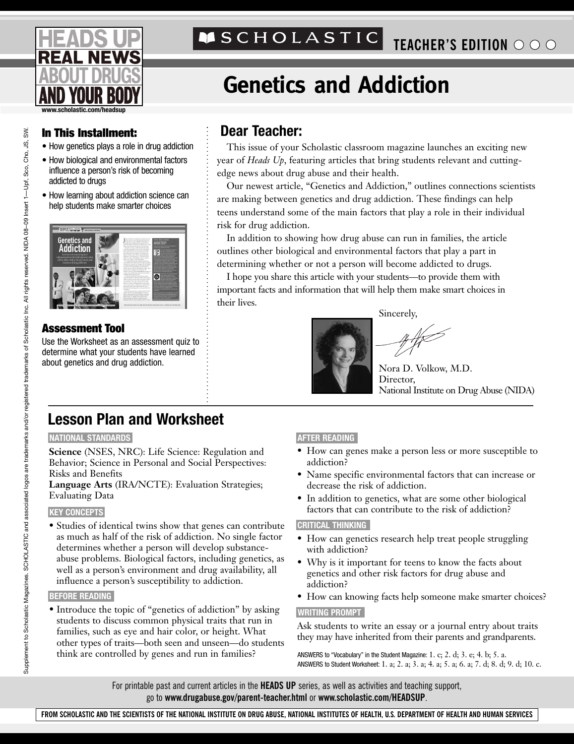# HEADS UP REAL NEWS ABOUT DRUGS AND YOUR BODY

www.scholastic.com/headsup

SCHOLASTIC TEACHER'S EDITION

# Genetics and Addiction

Supplement to Scholastic Magazines. SCHOLASTIC and associated logos are trademarks and/or registered trademarks of Scholastic Inc. All rights reserved. NIDA 08–09 Insert 1—Upf, Sco, Cho, JS, SW.

### In This Installment:

- How genetics plays a role in drug addiction
- How biological and environmental factors influence a person's risk of becoming addicted to drugs
- How learning about addiction science can help students make smarter choices

### Assessment Tool

Use the Worksheet as an assessment quiz to determine what your students have learned about genetics and drug addiction.

## Dear Teacher:

This issue of your Scholastic classroom magazine launches an exciting new year of *Heads Up*, featuring articles that bring students relevant and cutting-edge news about drug abuse and their health.

Our newest article, "Genetics and Addiction," outlines connections scientists are making between genetics and drug addiction. These findings can help teens understand some of the main factors that play a role in their individual risk for drug addiction.

In addition to showing how drug abuse can run in families, the article outlines other biological and environmental factors that play a part in determining whether or not a person will become addicted to drugs.

I hope you share this article with your students—to provide them with important facts and information that will help them make smart choices in their lives.

Sincerely,

Nora D. Volkow, M.D.
Director,
National Institute on Drug Abuse (NIDA)

## Lesson Plan and Worksheet

#### NATIONAL STANDARDS

**Science** (NSES, NRC): Life Science: Regulation and Behavior; Science in Personal and Social Perspectives: Risks and Benefits
**Language Arts** (IRA/NCTE): Evaluation Strategies; Evaluating Data

#### KEY CONCEPTS

- Studies of identical twins show that genes can contribute as much as half of the risk of addiction. No single factor determines whether a person will develop substance-abuse problems. Biological factors, including genetics, as well as a person's environment and drug availability, all influence a person's susceptibility to addiction.

#### BEFORE READING

- Introduce the topic of "genetics of addiction" by asking students to discuss common physical traits that run in families, such as eye and hair color, or height. What other types of traits—both seen and unseen—do students think are controlled by genes and run in families?

#### AFTER READING

- How can genes make a person less or more susceptible to addiction?
- Name specific environmental factors that can increase or decrease the risk of addiction.
- In addition to genetics, what are some other biological factors that can contribute to the risk of addiction?

#### CRITICAL THINKING

- How can genetics research help treat people struggling with addiction?
- Why is it important for teens to know the facts about genetics and other risk factors for drug abuse and addiction?
- How can knowing facts help someone make smarter choices?

#### WRITING PROMPT

Ask students to write an essay or a journal entry about traits they may have inherited from their parents and grandparents.

ANSWERS to "Vocabulary" in the Student Magazine: 1. c; 2. d; 3. e; 4. b; 5. a.
ANSWERS to Student Worksheet: 1. a; 2. a; 3. a; 4. a; 5. a; 6. a; 7. d; 8. d; 9. d; 10. c.

For printable past and current articles in the **HEADS UP** series, as well as activities and teaching support, go to **www.drugabuse.gov/parent-teacher.html** or **www.scholastic.com/HEADSUP**.

FROM SCHOLASTIC AND THE SCIENTISTS OF THE NATIONAL INSTITUTE ON DRUG ABUSE, NATIONAL INSTITUTES OF HEALTH, U.S. DEPARTMENT OF HEALTH AND HUMAN SERVICES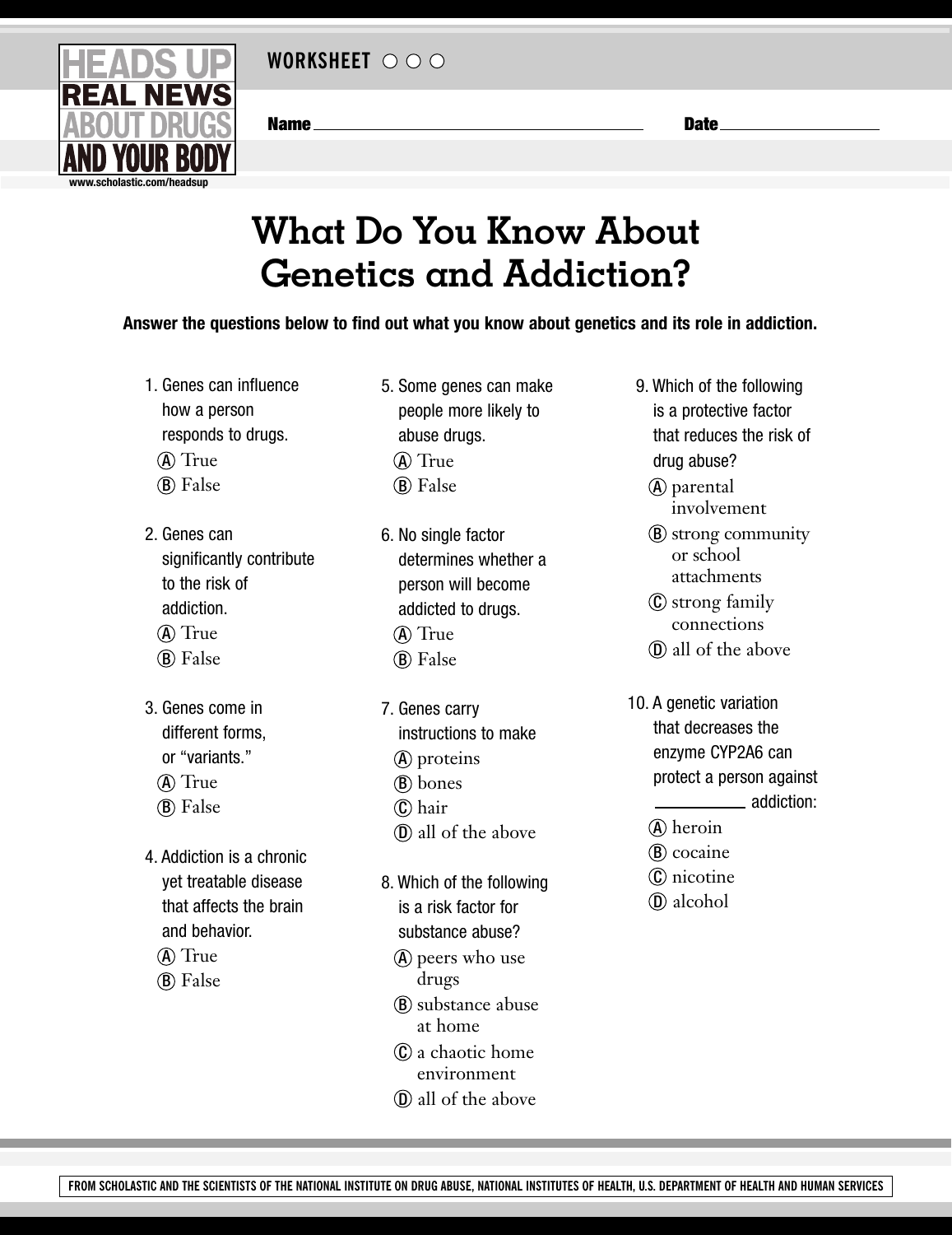HEADS UP REAL NEWS ABOUT DRUGS AND YOUR BODY

www.scholastic.com/headsup

WORKSHEET ○ ○ ○

**Name** ______________________ **Date** ______________

# What Do You Know About Genetics and Addiction?

**Answer the questions below to find out what you know about genetics and its role in addiction.**

1. Genes can influence how a person responds to drugs.
   - Ⓐ True
   - Ⓑ False

2. Genes can significantly contribute to the risk of addiction.
   - Ⓐ True
   - Ⓑ False

3. Genes come in different forms, or "variants."
   - Ⓐ True
   - Ⓑ False

4. Addiction is a chronic yet treatable disease that affects the brain and behavior.
   - Ⓐ True
   - Ⓑ False

5. Some genes can make people more likely to abuse drugs.
   - Ⓐ True
   - Ⓑ False

6. No single factor determines whether a person will become addicted to drugs.
   - Ⓐ True
   - Ⓑ False

7. Genes carry instructions to make
   - Ⓐ proteins
   - Ⓑ bones
   - Ⓒ hair
   - Ⓓ all of the above

8. Which of the following is a risk factor for substance abuse?
   - Ⓐ peers who use drugs
   - Ⓑ substance abuse at home
   - Ⓒ a chaotic home environment
   - Ⓓ all of the above

9. Which of the following is a protective factor that reduces the risk of drug abuse?
   - Ⓐ parental involvement
   - Ⓑ strong community or school attachments
   - Ⓒ strong family connections
   - Ⓓ all of the above

10. A genetic variation that decreases the enzyme CYP2A6 can protect a person against __________ addiction:
    - Ⓐ heroin
    - Ⓑ cocaine
    - Ⓒ nicotine
    - Ⓓ alcohol

FROM SCHOLASTIC AND THE SCIENTISTS OF THE NATIONAL INSTITUTE ON DRUG ABUSE, NATIONAL INSTITUTES OF HEALTH, U.S. DEPARTMENT OF HEALTH AND HUMAN SERVICES